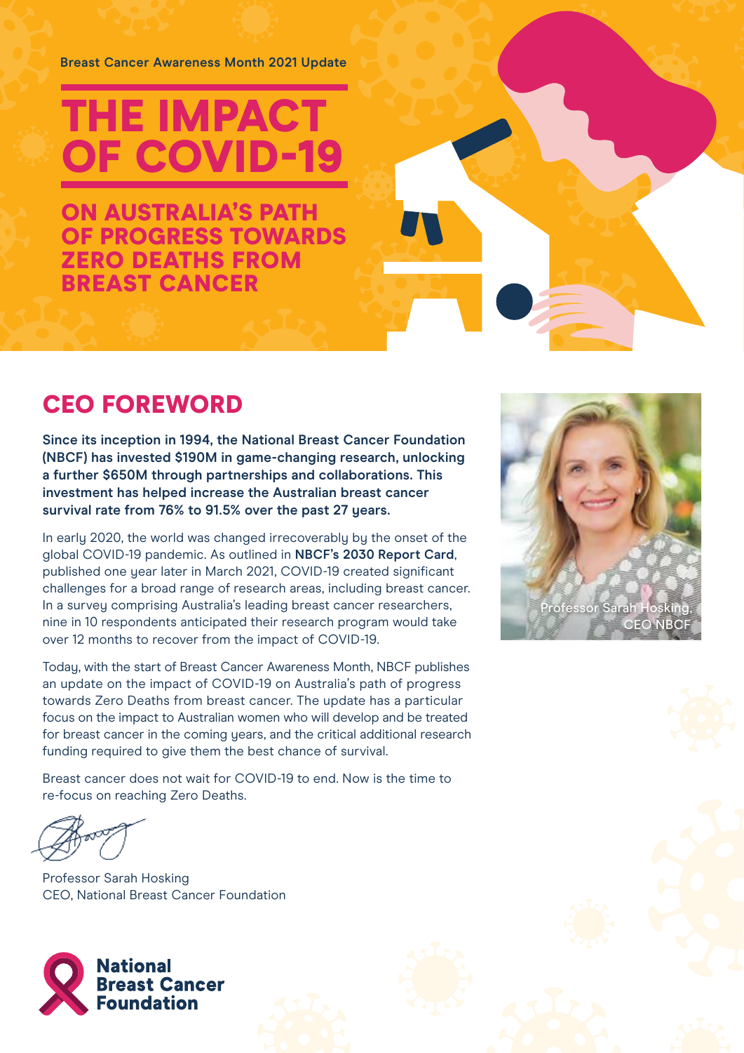Breast Cancer Awareness Month 2021 Update

# THE IMPACT OF COVID-19

## ON AUSTRALIA'S PATH OF PROGRESS TOWARDS ZERO DEATHS FROM BREAST CANCER

## CEO FOREWORD

**Since its inception in 1994, the National Breast Cancer Foundation (NBCF) has invested $190M in game-changing research, unlocking a further $650M through partnerships and collaborations. This investment has helped increase the Australian breast cancer survival rate from 76% to 91.5% over the past 27 years.**

In early 2020, the world was changed irrecoverably by the onset of the global COVID-19 pandemic. As outlined in **NBCF's 2030 Report Card**, published one year later in March 2021, COVID-19 created significant challenges for a broad range of research areas, including breast cancer. In a survey comprising Australia's leading breast cancer researchers, nine in 10 respondents anticipated their research program would take over 12 months to recover from the impact of COVID-19.

Today, with the start of Breast Cancer Awareness Month, NBCF publishes an update on the impact of COVID-19 on Australia's path of progress towards Zero Deaths from breast cancer. The update has a particular focus on the impact to Australian women who will develop and be treated for breast cancer in the coming years, and the critical additional research funding required to give them the best chance of survival.

Breast cancer does not wait for COVID-19 to end. Now is the time to re-focus on reaching Zero Deaths.

Professor Sarah Hosking
CEO, National Breast Cancer Foundation

Professor Sarah Hosking, CEO NBCF

National Breast Cancer Foundation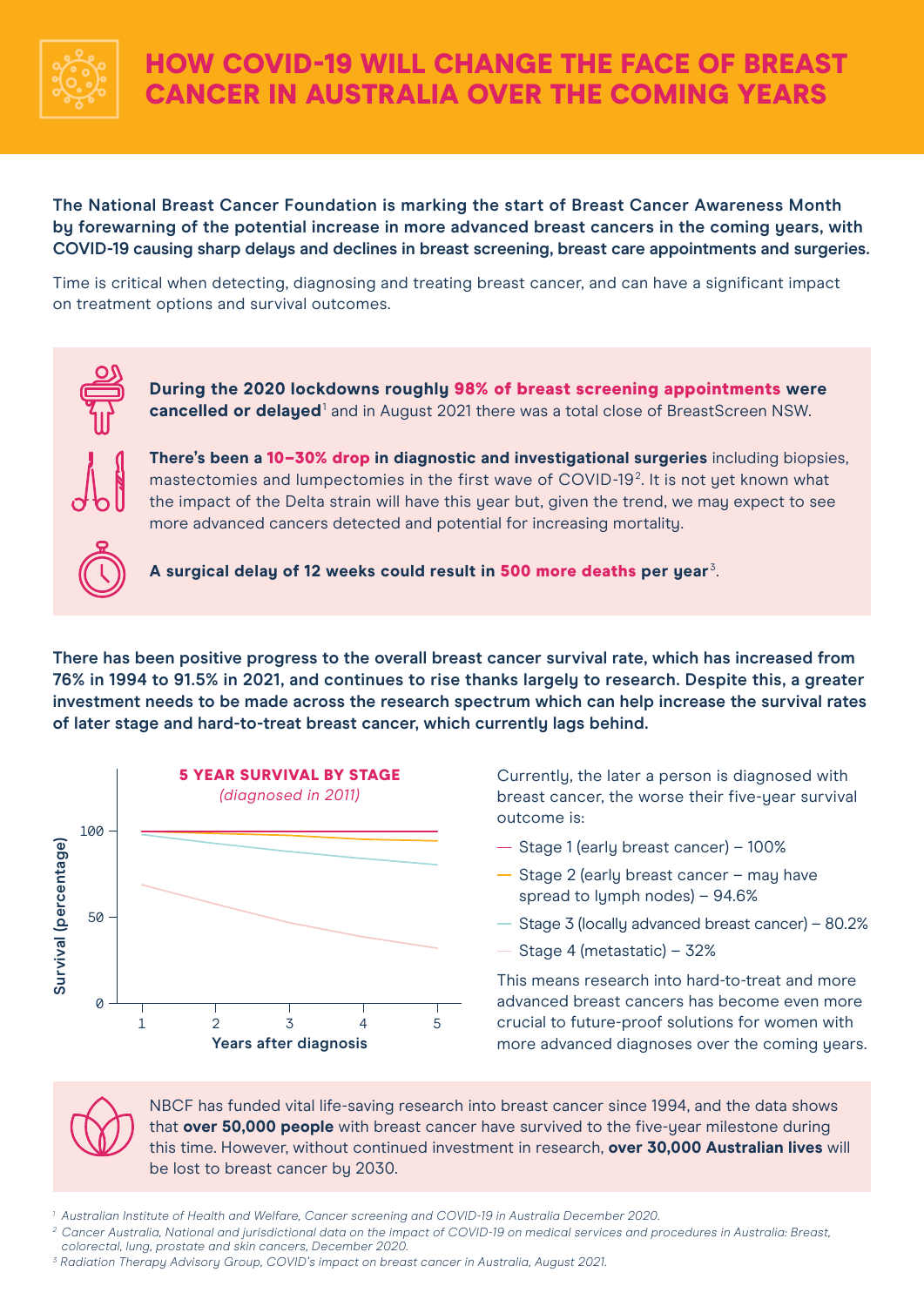# HOW COVID-19 WILL CHANGE THE FACE OF BREAST CANCER IN AUSTRALIA OVER THE COMING YEARS

**The National Breast Cancer Foundation is marking the start of Breast Cancer Awareness Month by forewarning of the potential increase in more advanced breast cancers in the coming years, with COVID-19 causing sharp delays and declines in breast screening, breast care appointments and surgeries.**

Time is critical when detecting, diagnosing and treating breast cancer, and can have a significant impact on treatment options and survival outcomes.

**During the 2020 lockdowns roughly 98% of breast screening appointments were cancelled or delayed**[1] and in August 2021 there was a total close of BreastScreen NSW.

**There's been a 10–30% drop in diagnostic and investigational surgeries** including biopsies, mastectomies and lumpectomies in the first wave of COVID-19[2]. It is not yet known what the impact of the Delta strain will have this year but, given the trend, we may expect to see more advanced cancers detected and potential for increasing mortality.

**A surgical delay of 12 weeks could result in 500 more deaths per year**[3].

**There has been positive progress to the overall breast cancer survival rate, which has increased from 76% in 1994 to 91.5% in 2021, and continues to rise thanks largely to research. Despite this, a greater investment needs to be made across the research spectrum which can help increase the survival rates of later stage and hard-to-treat breast cancer, which currently lags behind.**

**5 YEAR SURVIVAL BY STAGE**
*(diagnosed in 2011)*

Survival (percentage)
100
50
0
1
2
3
4
5
Years after diagnosis

Currently, the later a person is diagnosed with breast cancer, the worse their five-year survival outcome is:

- Stage 1 (early breast cancer) – 100%
- Stage 2 (early breast cancer – may have spread to lymph nodes) – 94.6%
- Stage 3 (locally advanced breast cancer) – 80.2%
- Stage 4 (metastatic) – 32%

This means research into hard-to-treat and more advanced breast cancers has become even more crucial to future-proof solutions for women with more advanced diagnoses over the coming years.

NBCF has funded vital life-saving research into breast cancer since 1994, and the data shows that **over 50,000 people** with breast cancer have survived to the five-year milestone during this time. However, without continued investment in research, **over 30,000 Australian lives** will be lost to breast cancer by 2030.

[1] *Australian Institute of Health and Welfare, Cancer screening and COVID-19 in Australia December 2020.*

[2] *Cancer Australia, National and jurisdictional data on the impact of COVID-19 on medical services and procedures in Australia: Breast, colorectal, lung, prostate and skin cancers, December 2020.*

[3] *Radiation Therapy Advisory Group, COVID's impact on breast cancer in Australia, August 2021.*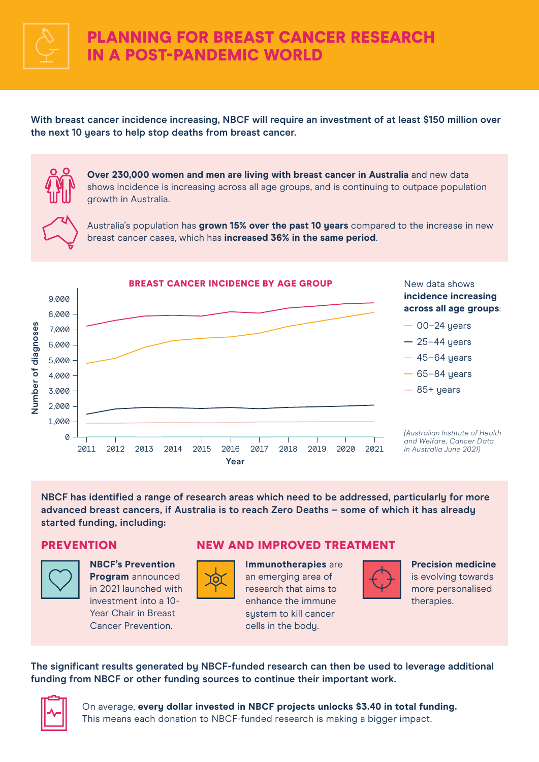# PLANNING FOR BREAST CANCER RESEARCH IN A POST-PANDEMIC WORLD

**With breast cancer incidence increasing, NBCF will require an investment of at least $150 million over the next 10 years to help stop deaths from breast cancer.**

**Over 230,000 women and men are living with breast cancer in Australia** and new data shows incidence is increasing across all age groups, and is continuing to outpace population growth in Australia.

Australia's population has **grown 15% over the past 10 years** compared to the increase in new breast cancer cases, which has **increased 36% in the same period**.

**BREAST CANCER INCIDENCE BY AGE GROUP**

Number of diagnoses

9,000
8,000
7,000
6,000
5,000
4,000
3,000
2,000
1,000
0

2011 2012 2013 2014 2015 2016 2017 2018 2019 2020 2021

Year

New data shows **incidence increasing across all age groups**:

- 00–24 years
- 25–44 years
- 45–64 years
- 65–84 years
- 85+ years

*(Australian Institute of Health and Welfare, Cancer Data in Australia June 2021)*

**NBCF has identified a range of research areas which need to be addressed, particularly for more advanced breast cancers, if Australia is to reach Zero Deaths – some of which it has already started funding, including:**

## PREVENTION

**NBCF's Prevention Program** announced in 2021 launched with investment into a 10-Year Chair in Breast Cancer Prevention.

## NEW AND IMPROVED TREATMENT

**Immunotherapies** are an emerging area of research that aims to enhance the immune system to kill cancer cells in the body.

**Precision medicine** is evolving towards more personalised therapies.

**The significant results generated by NBCF-funded research can then be used to leverage additional funding from NBCF or other funding sources to continue their important work.**

On average, **every dollar invested in NBCF projects unlocks $3.40 in total funding.** This means each donation to NBCF-funded research is making a bigger impact.